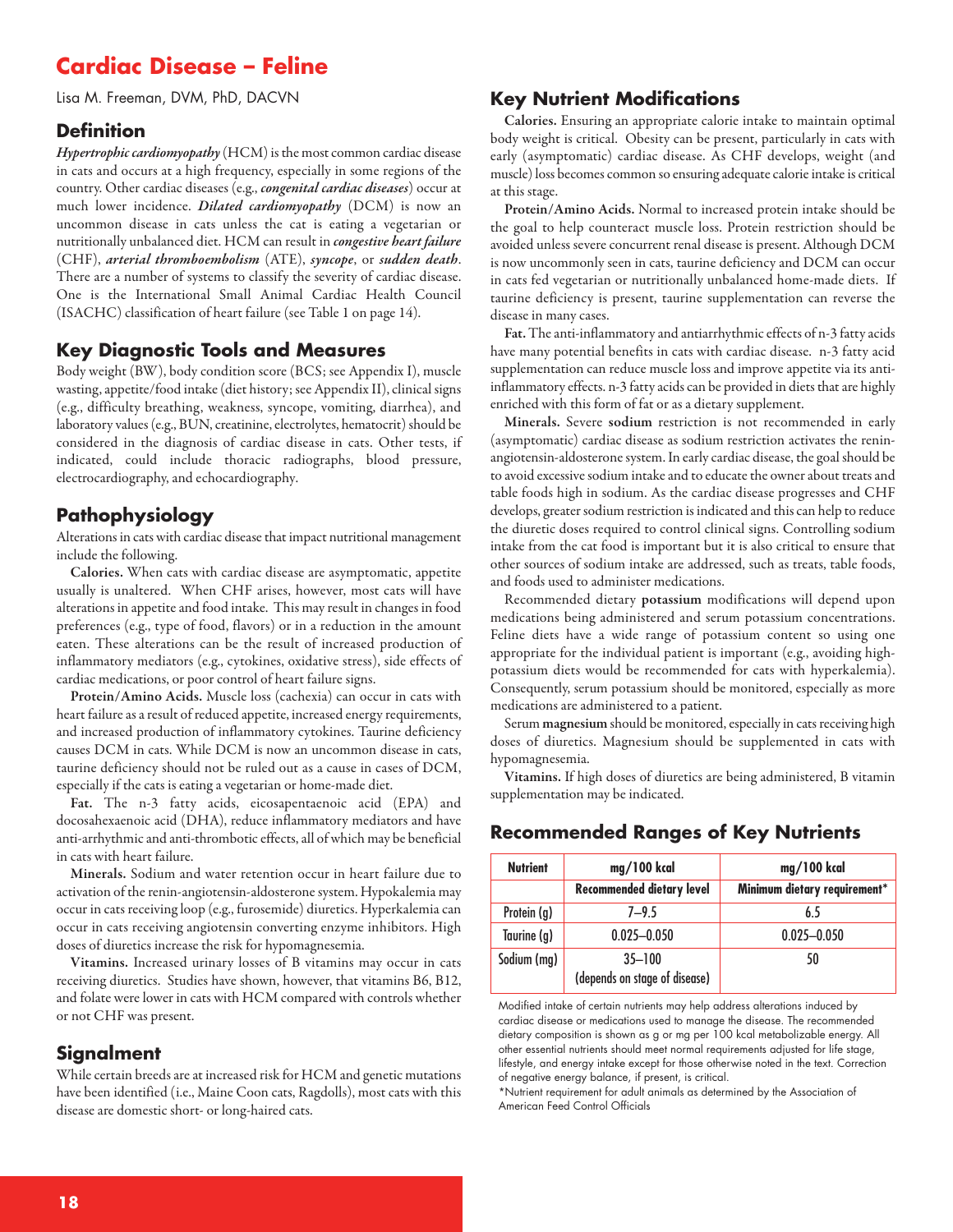# Cardiac Disease – Feline

Lisa M. Freeman, DVM, PhD, DACVN

## Definition

***Hypertrophic cardiomyopathy*** (HCM) is the most common cardiac disease in cats and occurs at a high frequency, especially in some regions of the country. Other cardiac diseases (e.g., ***congenital cardiac diseases***) occur at much lower incidence. ***Dilated cardiomyopathy*** (DCM) is now an uncommon disease in cats unless the cat is eating a vegetarian or nutritionally unbalanced diet. HCM can result in ***congestive heart failure*** (CHF), ***arterial thromboembolism*** (ATE), ***syncope***, or ***sudden death***. There are a number of systems to classify the severity of cardiac disease. One is the International Small Animal Cardiac Health Council (ISACHC) classification of heart failure (see Table 1 on page 14).

## Key Diagnostic Tools and Measures

Body weight (BW), body condition score (BCS; see Appendix I), muscle wasting, appetite/food intake (diet history; see Appendix II), clinical signs (e.g., difficulty breathing, weakness, syncope, vomiting, diarrhea), and laboratory values (e.g., BUN, creatinine, electrolytes, hematocrit) should be considered in the diagnosis of cardiac disease in cats. Other tests, if indicated, could include thoracic radiographs, blood pressure, electrocardiography, and echocardiography.

## Pathophysiology

Alterations in cats with cardiac disease that impact nutritional management include the following.

**Calories.** When cats with cardiac disease are asymptomatic, appetite usually is unaltered. When CHF arises, however, most cats will have alterations in appetite and food intake. This may result in changes in food preferences (e.g., type of food, flavors) or in a reduction in the amount eaten. These alterations can be the result of increased production of inflammatory mediators (e.g., cytokines, oxidative stress), side effects of cardiac medications, or poor control of heart failure signs.

**Protein/Amino Acids.** Muscle loss (cachexia) can occur in cats with heart failure as a result of reduced appetite, increased energy requirements, and increased production of inflammatory cytokines. Taurine deficiency causes DCM in cats. While DCM is now an uncommon disease in cats, taurine deficiency should not be ruled out as a cause in cases of DCM, especially if the cat is eating a vegetarian or home-made diet.

**Fat.** The n-3 fatty acids, eicosapentaenoic acid (EPA) and docosahexaenoic acid (DHA), reduce inflammatory mediators and have anti-arrhythmic and anti-thrombotic effects, all of which may be beneficial in cats with heart failure.

**Minerals.** Sodium and water retention occur in heart failure due to activation of the renin-angiotensin-aldosterone system. Hypokalemia may occur in cats receiving loop (e.g., furosemide) diuretics. Hyperkalemia can occur in cats receiving angiotensin converting enzyme inhibitors. High doses of diuretics increase the risk for hypomagnesemia.

**Vitamins.** Increased urinary losses of B vitamins may occur in cats receiving diuretics. Studies have shown, however, that vitamins B6, B12, and folate were lower in cats with HCM compared with controls whether or not CHF was present.

## Signalment

While certain breeds are at increased risk for HCM and genetic mutations have been identified (i.e., Maine Coon cats, Ragdolls), most cats with this disease are domestic short- or long-haired cats.

## Key Nutrient Modifications

**Calories.** Ensuring an appropriate calorie intake to maintain optimal body weight is critical. Obesity can be present, particularly in cats with early (asymptomatic) cardiac disease. As CHF develops, weight (and muscle) loss becomes common so ensuring adequate calorie intake is critical at this stage.

**Protein/Amino Acids.** Normal to increased protein intake should be the goal to help counteract muscle loss. Protein restriction should be avoided unless severe concurrent renal disease is present. Although DCM is now uncommonly seen in cats, taurine deficiency and DCM can occur in cats fed vegetarian or nutritionally unbalanced home-made diets. If taurine deficiency is present, taurine supplementation can reverse the disease in many cases.

**Fat.** The anti-inflammatory and antiarrhythmic effects of n-3 fatty acids have many potential benefits in cats with cardiac disease. n-3 fatty acid supplementation can reduce muscle loss and improve appetite via its anti-inflammatory effects. n-3 fatty acids can be provided in diets that are highly enriched with this form of fat or as a dietary supplement.

**Minerals.** Severe **sodium** restriction is not recommended in early (asymptomatic) cardiac disease as sodium restriction activates the renin-angiotensin-aldosterone system. In early cardiac disease, the goal should be to avoid excessive sodium intake and to educate the owner about treats and table foods high in sodium. As the cardiac disease progresses and CHF develops, greater sodium restriction is indicated and this can help to reduce the diuretic doses required to control clinical signs. Controlling sodium intake from the cat food is important but it is also critical to ensure that other sources of sodium intake are addressed, such as treats, table foods, and foods used to administer medications.

Recommended dietary **potassium** modifications will depend upon medications being administered and serum potassium concentrations. Feline diets have a wide range of potassium content so using one appropriate for the individual patient is important (e.g., avoiding high-potassium diets would be recommended for cats with hyperkalemia). Consequently, serum potassium should be monitored, especially as more medications are administered to a patient.

Serum **magnesium** should be monitored, especially in cats receiving high doses of diuretics. Magnesium should be supplemented in cats with hypomagnesemia.

**Vitamins.** If high doses of diuretics are being administered, B vitamin supplementation may be indicated.

## Recommended Ranges of Key Nutrients

| Nutrient | mg/100 kcal | mg/100 kcal |
|---|---|---|
| | Recommended dietary level | Minimum dietary requirement* |
| Protein (g) | 7–9.5 | 6.5 |
| Taurine (g) | 0.025–0.050 | 0.025–0.050 |
| Sodium (mg) | 35–100 (depends on stage of disease) | 50 |

Modified intake of certain nutrients may help address alterations induced by cardiac disease or medications used to manage the disease. The recommended dietary composition is shown as g or mg per 100 kcal metabolizable energy. All other essential nutrients should meet normal requirements adjusted for life stage, lifestyle, and energy intake except for those otherwise noted in the text. Correction of negative energy balance, if present, is critical.

*Nutrient requirement for adult animals as determined by the Association of American Feed Control Officials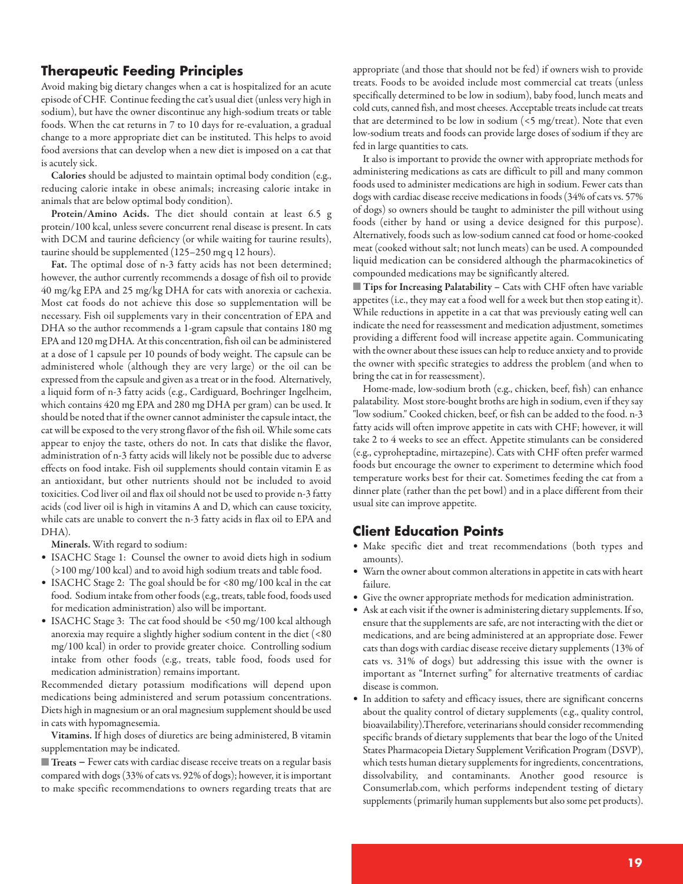## Therapeutic Feeding Principles

Avoid making big dietary changes when a cat is hospitalized for an acute episode of CHF. Continue feeding the cat's usual diet (unless very high in sodium), but have the owner discontinue any high-sodium treats or table foods. When the cat returns in 7 to 10 days for re-evaluation, a gradual change to a more appropriate diet can be instituted. This helps to avoid food aversions that can develop when a new diet is imposed on a cat that is acutely sick.

**Calories** should be adjusted to maintain optimal body condition (e.g., reducing calorie intake in obese animals; increasing calorie intake in animals that are below optimal body condition).

**Protein/Amino Acids.** The diet should contain at least 6.5 g protein/100 kcal, unless severe concurrent renal disease is present. In cats with DCM and taurine deficiency (or while waiting for taurine results), taurine should be supplemented (125–250 mg q 12 hours).

**Fat.** The optimal dose of n-3 fatty acids has not been determined; however, the author currently recommends a dosage of fish oil to provide 40 mg/kg EPA and 25 mg/kg DHA for cats with anorexia or cachexia. Most cat foods do not achieve this dose so supplementation will be necessary. Fish oil supplements vary in their concentration of EPA and DHA so the author recommends a 1-gram capsule that contains 180 mg EPA and 120 mg DHA. At this concentration, fish oil can be administered at a dose of 1 capsule per 10 pounds of body weight. The capsule can be administered whole (although they are very large) or the oil can be expressed from the capsule and given as a treat or in the food. Alternatively, a liquid form of n-3 fatty acids (e.g., Cardiguard, Boehringer Ingelheim, which contains 420 mg EPA and 280 mg DHA per gram) can be used. It should be noted that if the owner cannot administer the capsule intact, the cat will be exposed to the very strong flavor of the fish oil. While some cats appear to enjoy the taste, others do not. In cats that dislike the flavor, administration of n-3 fatty acids will likely not be possible due to adverse effects on food intake. Fish oil supplements should contain vitamin E as an antioxidant, but other nutrients should not be included to avoid toxicities. Cod liver oil and flax oil should not be used to provide n-3 fatty acids (cod liver oil is high in vitamins A and D, which can cause toxicity, while cats are unable to convert the n-3 fatty acids in flax oil to EPA and DHA).

**Minerals.** With regard to sodium:

- ISACHC Stage 1: Counsel the owner to avoid diets high in sodium (>100 mg/100 kcal) and to avoid high sodium treats and table food.
- ISACHC Stage 2: The goal should be for <80 mg/100 kcal in the cat food. Sodium intake from other foods (e.g., treats, table food, foods used for medication administration) also will be important.
- ISACHC Stage 3: The cat food should be <50 mg/100 kcal although anorexia may require a slightly higher sodium content in the diet (<80 mg/100 kcal) in order to provide greater choice. Controlling sodium intake from other foods (e.g., treats, table food, foods used for medication administration) remains important.

Recommended dietary potassium modifications will depend upon medications being administered and serum potassium concentrations. Diets high in magnesium or an oral magnesium supplement should be used in cats with hypomagnesemia.

**Vitamins.** If high doses of diuretics are being administered, B vitamin supplementation may be indicated.

■ **Treats** – Fewer cats with cardiac disease receive treats on a regular basis compared with dogs (33% of cats vs. 92% of dogs); however, it is important to make specific recommendations to owners regarding treats that are appropriate (and those that should not be fed) if owners wish to provide treats. Foods to be avoided include most commercial cat treats (unless specifically determined to be low in sodium), baby food, lunch meats and cold cuts, canned fish, and most cheeses. Acceptable treats include cat treats that are determined to be low in sodium (<5 mg/treat). Note that even low-sodium treats and foods can provide large doses of sodium if they are fed in large quantities to cats.

It also is important to provide the owner with appropriate methods for administering medications as cats are difficult to pill and many common foods used to administer medications are high in sodium. Fewer cats than dogs with cardiac disease receive medications in foods (34% of cats vs. 57% of dogs) so owners should be taught to administer the pill without using foods (either by hand or using a device designed for this purpose). Alternatively, foods such as low-sodium canned cat food or home-cooked meat (cooked without salt; not lunch meats) can be used. A compounded liquid medication can be considered although the pharmacokinetics of compounded medications may be significantly altered.

■ **Tips for Increasing Palatability** – Cats with CHF often have variable appetites (i.e., they may eat a food well for a week but then stop eating it). While reductions in appetite in a cat that was previously eating well can indicate the need for reassessment and medication adjustment, sometimes providing a different food will increase appetite again. Communicating with the owner about these issues can help to reduce anxiety and to provide the owner with specific strategies to address the problem (and when to bring the cat in for reassessment).

Home-made, low-sodium broth (e.g., chicken, beef, fish) can enhance palatability. Most store-bought broths are high in sodium, even if they say "low sodium." Cooked chicken, beef, or fish can be added to the food. n-3 fatty acids will often improve appetite in cats with CHF; however, it will take 2 to 4 weeks to see an effect. Appetite stimulants can be considered (e.g., cyproheptadine, mirtazepine). Cats with CHF often prefer warmed foods but encourage the owner to experiment to determine which food temperature works best for their cat. Sometimes feeding the cat from a dinner plate (rather than the pet bowl) and in a place different from their usual site can improve appetite.

## Client Education Points

- Make specific diet and treat recommendations (both types and amounts).
- Warn the owner about common alterations in appetite in cats with heart failure.
- Give the owner appropriate methods for medication administration.
- Ask at each visit if the owner is administering dietary supplements. If so, ensure that the supplements are safe, are not interacting with the diet or medications, and are being administered at an appropriate dose. Fewer cats than dogs with cardiac disease receive dietary supplements (13% of cats vs. 31% of dogs) but addressing this issue with the owner is important as "Internet surfing" for alternative treatments of cardiac disease is common.
- In addition to safety and efficacy issues, there are significant concerns about the quality control of dietary supplements (e.g., quality control, bioavailability).Therefore, veterinarians should consider recommending specific brands of dietary supplements that bear the logo of the United States Pharmacopeia Dietary Supplement Verification Program (DSVP), which tests human dietary supplements for ingredients, concentrations, dissolvability, and contaminants. Another good resource is Consumerlab.com, which performs independent testing of dietary supplements (primarily human supplements but also some pet products).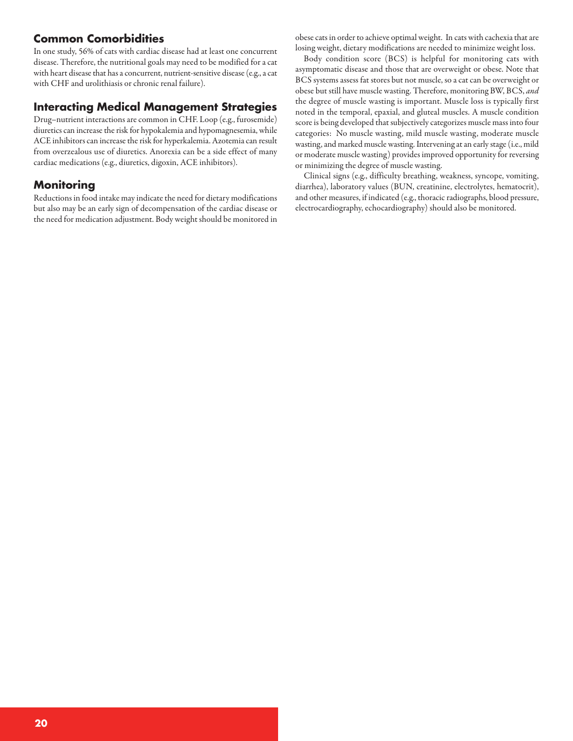## Common Comorbidities

In one study, 56% of cats with cardiac disease had at least one concurrent disease. Therefore, the nutritional goals may need to be modified for a cat with heart disease that has a concurrent, nutrient-sensitive disease (e.g., a cat with CHF and urolithiasis or chronic renal failure).

## Interacting Medical Management Strategies

Drug–nutrient interactions are common in CHF. Loop (e.g., furosemide) diuretics can increase the risk for hypokalemia and hypomagnesemia, while ACE inhibitors can increase the risk for hyperkalemia. Azotemia can result from overzealous use of diuretics. Anorexia can be a side effect of many cardiac medications (e.g., diuretics, digoxin, ACE inhibitors).

## Monitoring

Reductions in food intake may indicate the need for dietary modifications but also may be an early sign of decompensation of the cardiac disease or the need for medication adjustment. Body weight should be monitored in obese cats in order to achieve optimal weight. In cats with cachexia that are losing weight, dietary modifications are needed to minimize weight loss.

Body condition score (BCS) is helpful for monitoring cats with asymptomatic disease and those that are overweight or obese. Note that BCS systems assess fat stores but not muscle, so a cat can be overweight or obese but still have muscle wasting. Therefore, monitoring BW, BCS, *and* the degree of muscle wasting is important. Muscle loss is typically first noted in the temporal, epaxial, and gluteal muscles. A muscle condition score is being developed that subjectively categorizes muscle mass into four categories: No muscle wasting, mild muscle wasting, moderate muscle wasting, and marked muscle wasting. Intervening at an early stage (i.e., mild or moderate muscle wasting) provides improved opportunity for reversing or minimizing the degree of muscle wasting.

Clinical signs (e.g., difficulty breathing, weakness, syncope, vomiting, diarrhea), laboratory values (BUN, creatinine, electrolytes, hematocrit), and other measures, if indicated (e.g., thoracic radiographs, blood pressure, electrocardiography, echocardiography) should also be monitored.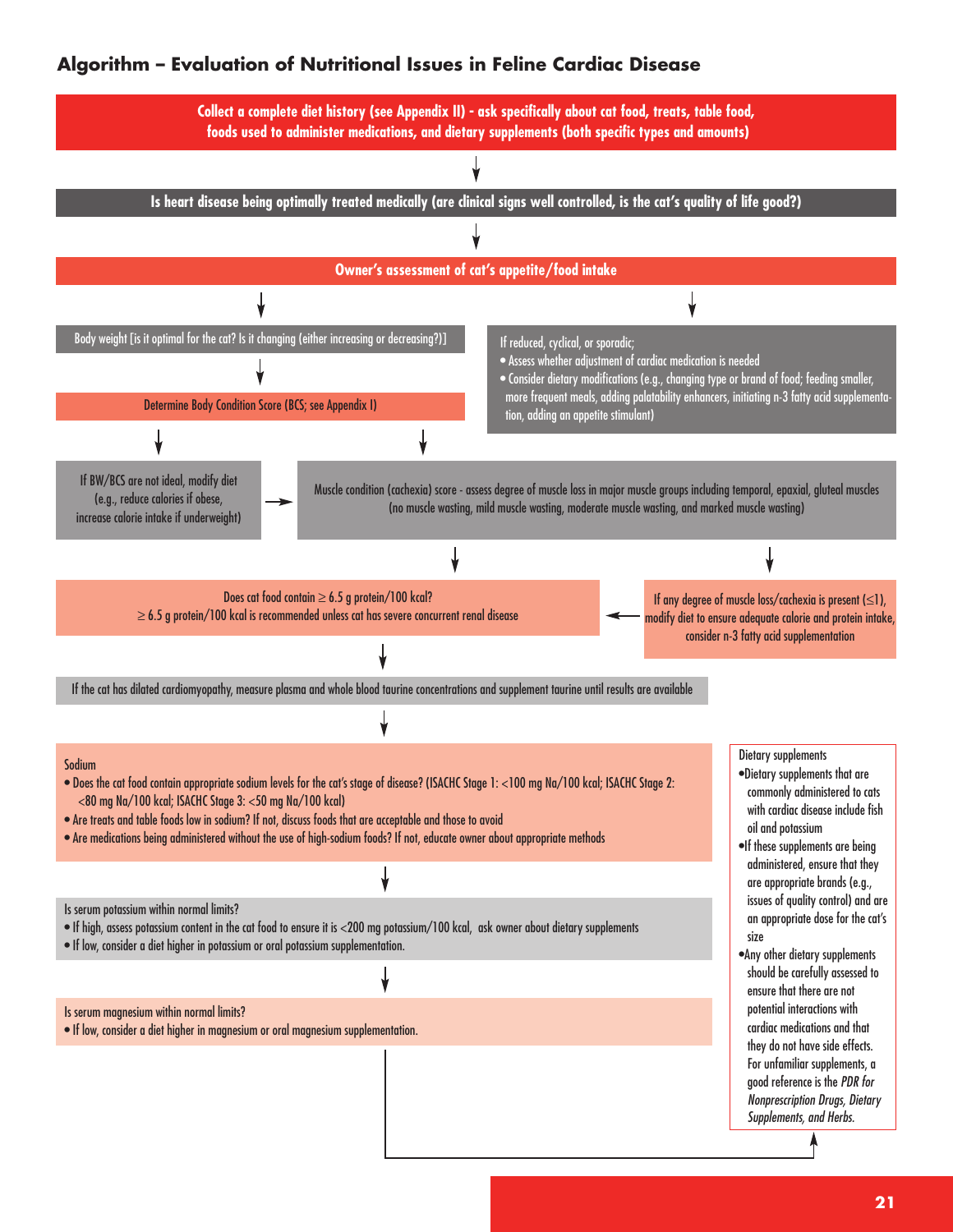## Algorithm – Evaluation of Nutritional Issues in Feline Cardiac Disease

**Collect a complete diet history (see Appendix II) - ask specifically about cat food, treats, table food, foods used to administer medications, and dietary supplements (both specific types and amounts)**

**Is heart disease being optimally treated medically (are clinical signs well controlled, is the cat's quality of life good?)**

**Owner's assessment of cat's appetite/food intake**

Body weight [is it optimal for the cat? Is it changing (either increasing or decreasing?)]

Determine Body Condition Score (BCS; see Appendix I)

If reduced, cyclical, or sporadic;

- Assess whether adjustment of cardiac medication is needed
- Consider dietary modifications (e.g., changing type or brand of food; feeding smaller, more frequent meals, adding palatability enhancers, initiating n-3 fatty acid supplementation, adding an appetite stimulant)

If BW/BCS are not ideal, modify diet (e.g., reduce calories if obese, increase calorie intake if underweight)

Muscle condition (cachexia) score - assess degree of muscle loss in major muscle groups including temporal, epaxial, gluteal muscles (no muscle wasting, mild muscle wasting, moderate muscle wasting, and marked muscle wasting)

If any degree of muscle loss/cachexia is present (≤1), modify diet to ensure adequate calorie and protein intake, consider n-3 fatty acid supplementation

Does cat food contain ≥ 6.5 g protein/100 kcal?
≥ 6.5 g protein/100 kcal is recommended unless cat has severe concurrent renal disease

If the cat has dilated cardiomyopathy, measure plasma and whole blood taurine concentrations and supplement taurine until results are available

Sodium

- Does the cat food contain appropriate sodium levels for the cat's stage of disease? (ISACHC Stage 1: <100 mg Na/100 kcal; ISACHC Stage 2: <80 mg Na/100 kcal; ISACHC Stage 3: <50 mg Na/100 kcal)
- Are treats and table foods low in sodium? If not, discuss foods that are acceptable and those to avoid
- Are medications being administered without the use of high-sodium foods? If not, educate owner about appropriate methods

Is serum potassium within normal limits?

- If high, assess potassium content in the cat food to ensure it is <200 mg potassium/100 kcal, ask owner about dietary supplements
- If low, consider a diet higher in potassium or oral potassium supplementation.

Is serum magnesium within normal limits?

- If low, consider a diet higher in magnesium or oral magnesium supplementation.

Dietary supplements

- Dietary supplements that are commonly administered to cats with cardiac disease include fish oil and potassium
- If these supplements are being administered, ensure that they are appropriate brands (e.g., issues of quality control) and are an appropriate dose for the cat's size
- Any other dietary supplements should be carefully assessed to ensure that there are not potential interactions with cardiac medications and that they do not have side effects. For unfamiliar supplements, a good reference is the *PDR for Nonprescription Drugs, Dietary Supplements, and Herbs.*